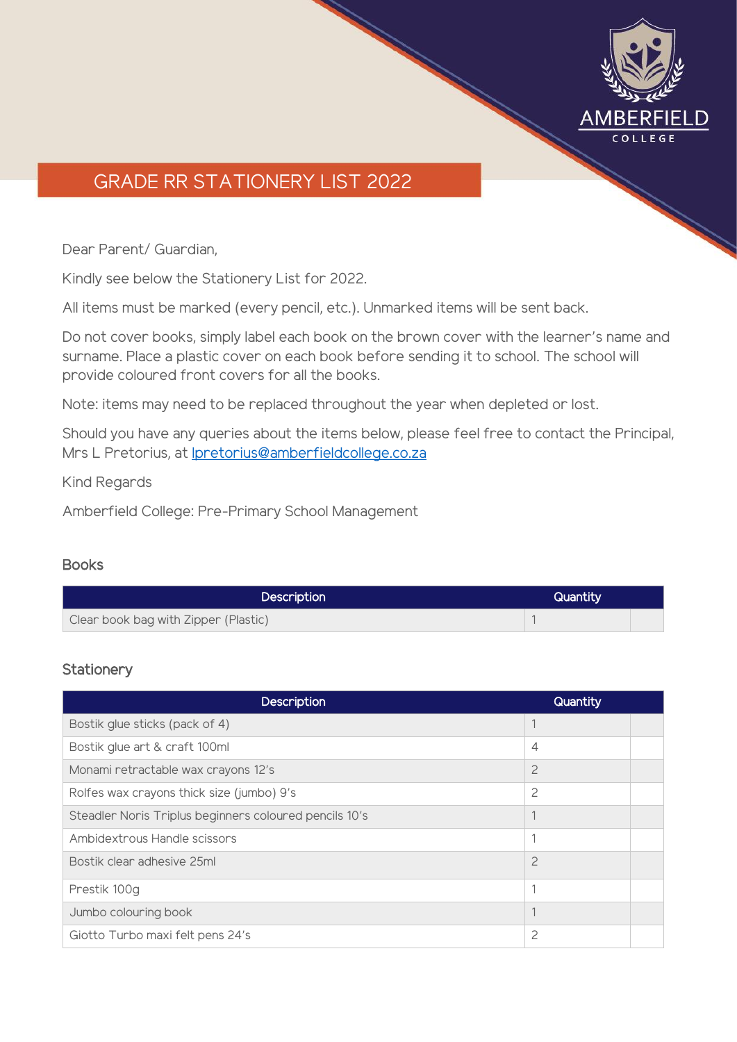# GRADE RR STATIONERY LIST 2022

Dear Parent/ Guardian,

Kindly see below the Stationery List for 2022.

All items must be marked (every pencil, etc.). Unmarked items will be sent back.

Do not cover books, simply label each book on the brown cover with the learner's name and surname. Place a plastic cover on each book before sending it to school. The school will provide coloured front covers for all the books.

Note: items may need to be replaced throughout the year when depleted or lost.

Should you have any queries about the items below, please feel free to contact the Principal, Mrs L Pretorius, at lpretorius@amberfieldcollege.co.za

Kind Regards

Amberfield College: Pre-Primary School Management

## Books

| Description | Quantity | |
|---|---|---|
| Clear book bag with Zipper (Plastic) | 1 | |

## Stationery

| Description | Quantity | |
|---|---|---|
| Bostik glue sticks (pack of 4) | 1 | |
| Bostik glue art & craft 100ml | 4 | |
| Monami retractable wax crayons 12's | 2 | |
| Rolfes wax crayons thick size (jumbo) 9's | 2 | |
| Steadler Noris Triplus beginners coloured pencils 10's | 1 | |
| Ambidextrous Handle scissors | 1 | |
| Bostik clear adhesive 25ml | 2 | |
| Prestik 100g | 1 | |
| Jumbo colouring book | 1 | |
| Giotto Turbo maxi felt pens 24's | 2 | |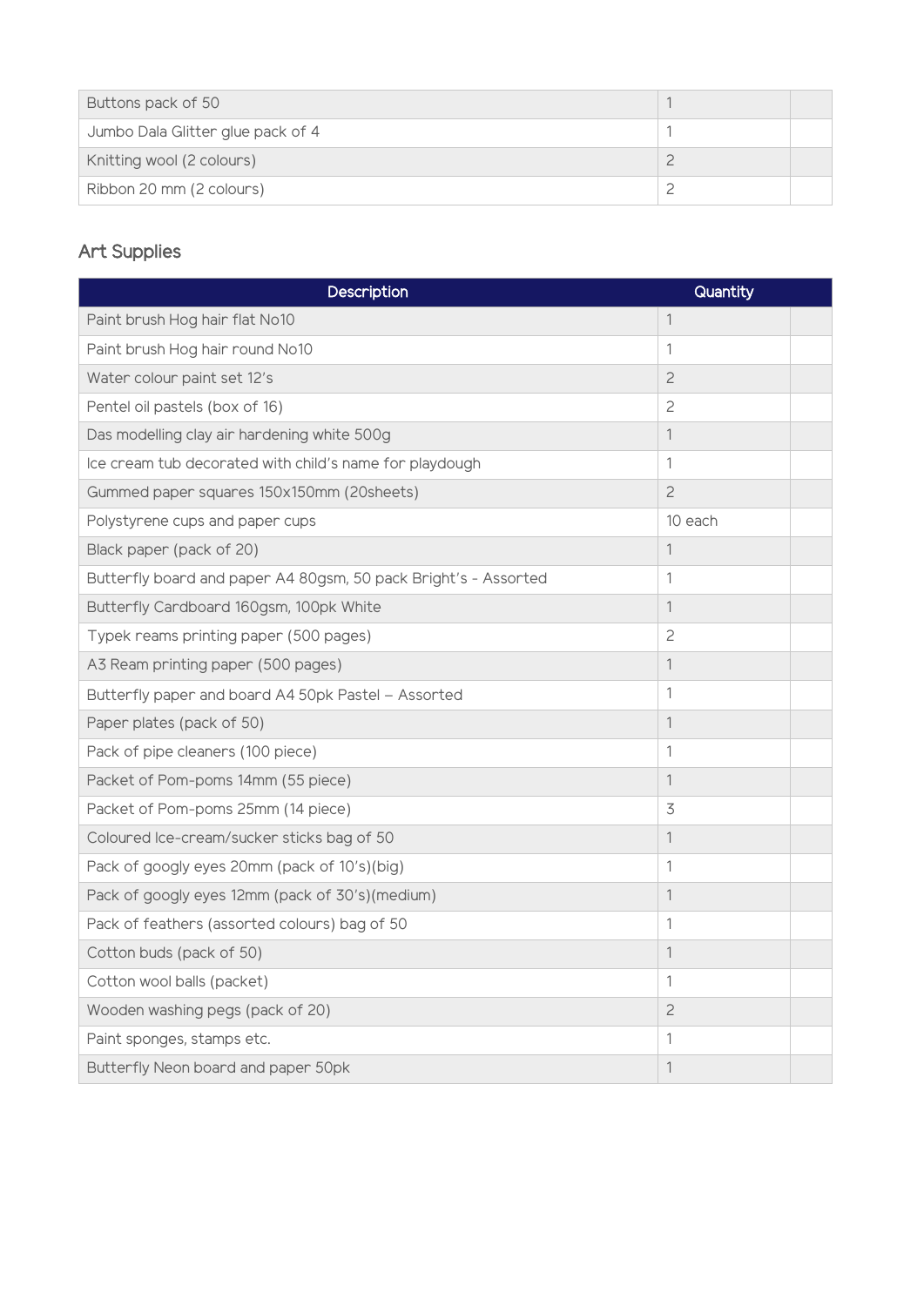| | | |
|---|---|---|
| Buttons pack of 50 | 1 | |
| Jumbo Dala Glitter glue pack of 4 | 1 | |
| Knitting wool (2 colours) | 2 | |
| Ribbon 20 mm (2 colours) | 2 | |

## Art Supplies

| Description | Quantity | |
|---|---|---|
| Paint brush Hog hair flat No10 | 1 | |
| Paint brush Hog hair round No10 | 1 | |
| Water colour paint set 12's | 2 | |
| Pentel oil pastels (box of 16) | 2 | |
| Das modelling clay air hardening white 500g | 1 | |
| Ice cream tub decorated with child's name for playdough | 1 | |
| Gummed paper squares 150x150mm (20sheets) | 2 | |
| Polystyrene cups and paper cups | 10 each | |
| Black paper (pack of 20) | 1 | |
| Butterfly board and paper A4 80gsm, 50 pack Bright's - Assorted | 1 | |
| Butterfly Cardboard 160gsm, 100pk White | 1 | |
| Typek reams printing paper (500 pages) | 2 | |
| A3 Ream printing paper (500 pages) | 1 | |
| Butterfly paper and board A4 50pk Pastel – Assorted | 1 | |
| Paper plates (pack of 50) | 1 | |
| Pack of pipe cleaners (100 piece) | 1 | |
| Packet of Pom-poms 14mm (55 piece) | 1 | |
| Packet of Pom-poms 25mm (14 piece) | 3 | |
| Coloured Ice-cream/sucker sticks bag of 50 | 1 | |
| Pack of googly eyes 20mm (pack of 10's)(big) | 1 | |
| Pack of googly eyes 12mm (pack of 30's)(medium) | 1 | |
| Pack of feathers (assorted colours) bag of 50 | 1 | |
| Cotton buds (pack of 50) | 1 | |
| Cotton wool balls (packet) | 1 | |
| Wooden washing pegs (pack of 20) | 2 | |
| Paint sponges, stamps etc. | 1 | |
| Butterfly Neon board and paper 50pk | 1 | |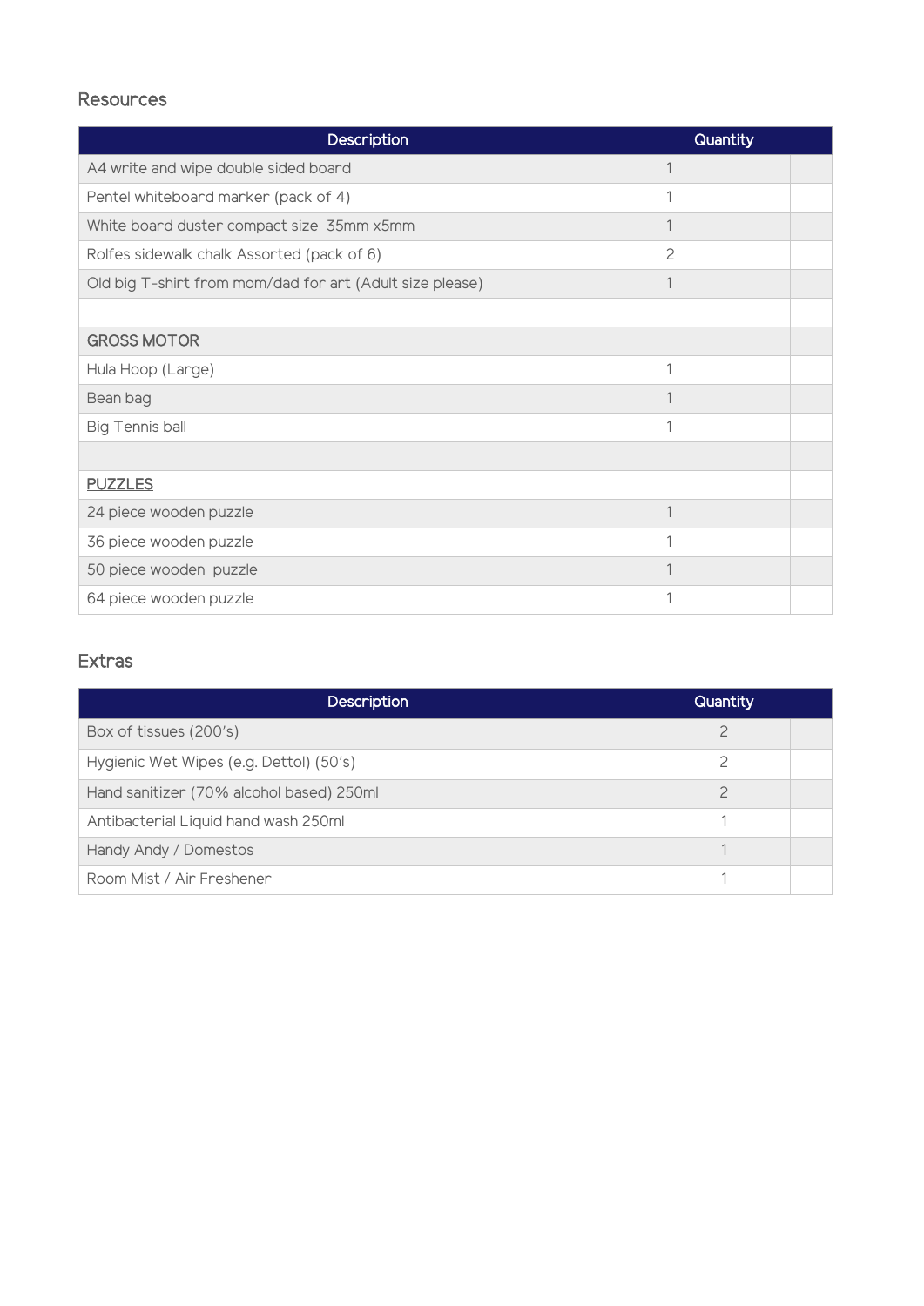## Resources

| Description | Quantity | |
|---|---|---|
| A4 write and wipe double sided board | 1 | |
| Pentel whiteboard marker (pack of 4) | 1 | |
| White board duster compact size 35mm x5mm | 1 | |
| Rolfes sidewalk chalk Assorted (pack of 6) | 2 | |
| Old big T-shirt from mom/dad for art (Adult size please) | 1 | |
| | | |
| GROSS MOTOR | | |
| Hula Hoop (Large) | 1 | |
| Bean bag | 1 | |
| Big Tennis ball | 1 | |
| | | |
| PUZZLES | | |
| 24 piece wooden puzzle | 1 | |
| 36 piece wooden puzzle | 1 | |
| 50 piece wooden puzzle | 1 | |
| 64 piece wooden puzzle | 1 | |

## Extras

| Description | Quantity | |
|---|---|---|
| Box of tissues (200's) | 2 | |
| Hygienic Wet Wipes (e.g. Dettol) (50's) | 2 | |
| Hand sanitizer (70% alcohol based) 250ml | 2 | |
| Antibacterial Liquid hand wash 250ml | 1 | |
| Handy Andy / Domestos | 1 | |
| Room Mist / Air Freshener | 1 | |